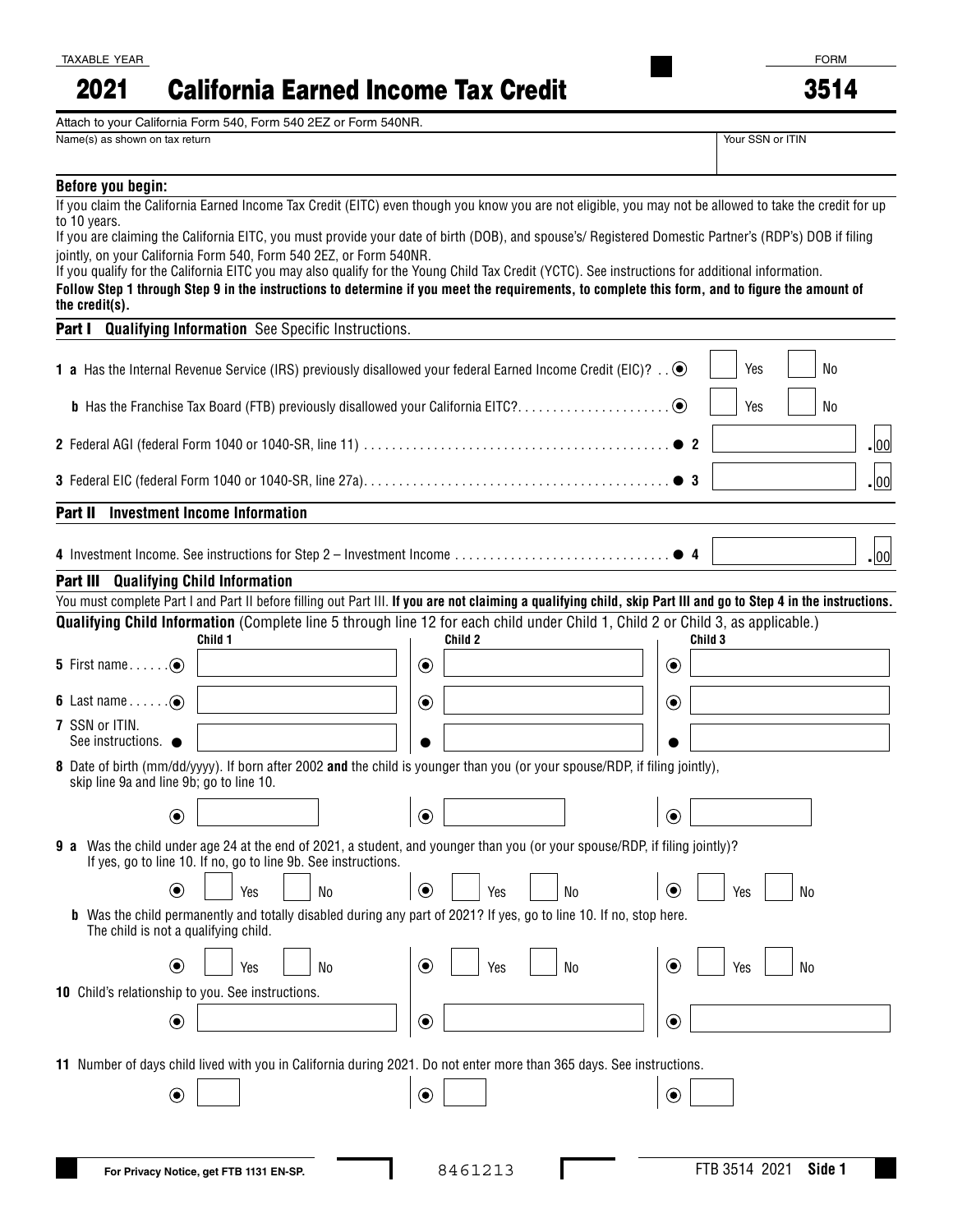TAXABLE YEAR

# 2021 California Earned Income Tax Credit

FORM **3514**

Attach to your California Form 540, Form 540 2EZ or Form 540NR.

| Name(s) as shown on tax return | Your SSN or ITIN |
|---|---|
| | |

**Before you begin:**

If you claim the California Earned Income Tax Credit (EITC) even though you know you are not eligible, you may not be allowed to take the credit for up to 10 years.

If you are claiming the California EITC, you must provide your date of birth (DOB), and spouse's/ Registered Domestic Partner's (RDP's) DOB if filing jointly, on your California Form 540, Form 540 2EZ, or Form 540NR.

If you qualify for the California EITC you may also qualify for the Young Child Tax Credit (YCTC). See instructions for additional information.

**Follow Step 1 through Step 9 in the instructions to determine if you meet the requirements, to complete this form, and to figure the amount of the credit(s).**

## Part I Qualifying Information See Specific Instructions.

**1 a** Has the Internal Revenue Service (IRS) previously disallowed your federal Earned Income Credit (EIC)? ☐ Yes ☐ No

**b** Has the Franchise Tax Board (FTB) previously disallowed your California EITC? ☐ Yes ☐ No

**2** Federal AGI (federal Form 1040 or 1040-SR, line 11) . . . . . **2** ________ .00

**3** Federal EIC (federal Form 1040 or 1040-SR, line 27a) . . . . . **3** ________ .00

## Part II Investment Income Information

**4** Investment Income. See instructions for Step 2 – Investment Income . . . . . **4** ________ .00

## Part III Qualifying Child Information

You must complete Part I and Part II before filling out Part III. **If you are not claiming a qualifying child, skip Part III and go to Step 4 in the instructions.**

**Qualifying Child Information** (Complete line 5 through line 12 for each child under Child 1, Child 2 or Child 3, as applicable.)

| | Child 1 | Child 2 | Child 3 |
|---|---|---|---|
| **5** First name | | | |
| **6** Last name | | | |
| **7** SSN or ITIN. See instructions. | | | |
| **8** Date of birth (mm/dd/yyyy). If born after 2002 **and** the child is younger than you (or your spouse/RDP, if filing jointly), skip line 9a and line 9b; go to line 10. | | | |
| **9 a** Was the child under age 24 at the end of 2021, a student, and younger than you (or your spouse/RDP, if filing jointly)? If yes, go to line 10. If no, go to line 9b. See instructions. | ☐ Yes ☐ No | ☐ Yes ☐ No | ☐ Yes ☐ No |
| **b** Was the child permanently and totally disabled during any part of 2021? If yes, go to line 10. If no, stop here. The child is not a qualifying child. | ☐ Yes ☐ No | ☐ Yes ☐ No | ☐ Yes ☐ No |
| **10** Child's relationship to you. See instructions. | | | |
| **11** Number of days child lived with you in California during 2021. Do not enter more than 365 days. See instructions. | | | |

For Privacy Notice, get FTB 1131 EN-SP.

8461213

FTB 3514 2021 **Side 1**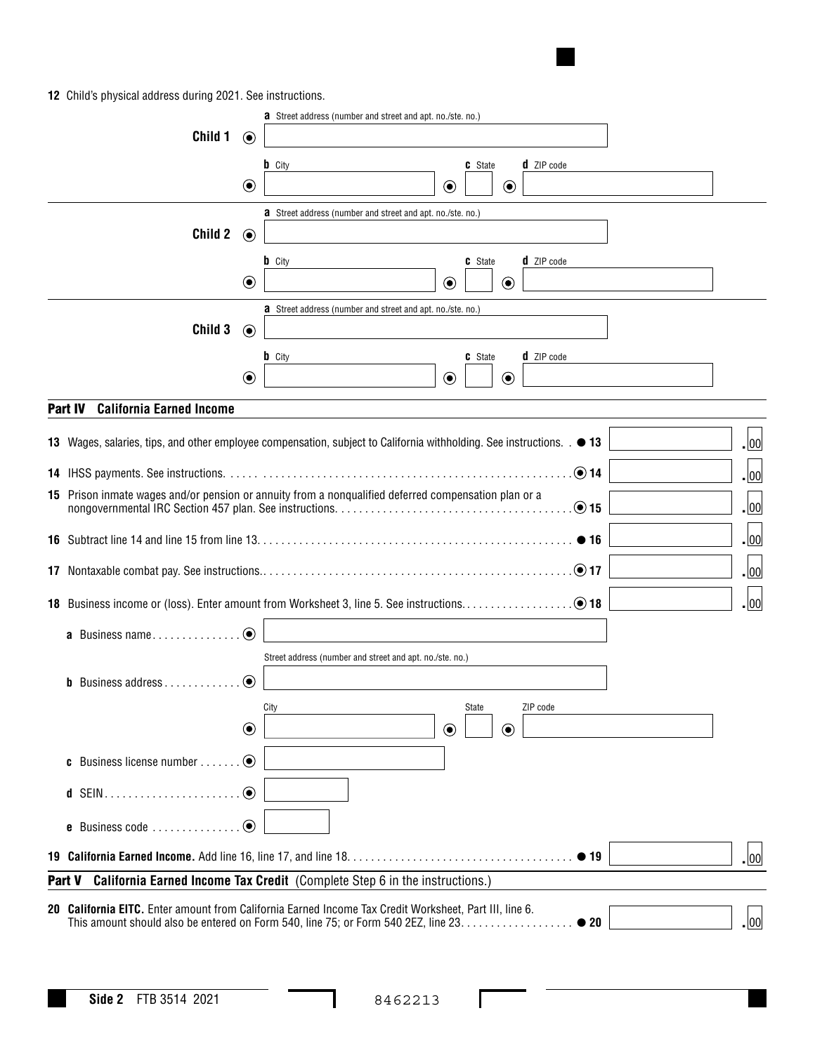**12** Child's physical address during 2021. See instructions.

**Child 1**

**a** Street address (number and street and apt. no./ste. no.)

**b** City **c** State **d** ZIP code

**Child 2**

**a** Street address (number and street and apt. no./ste. no.)

**b** City **c** State **d** ZIP code

**Child 3**

**a** Street address (number and street and apt. no./ste. no.)

**b** City **c** State **d** ZIP code

## Part IV California Earned Income

| | | |
|---|---|---|
| **13** Wages, salaries, tips, and other employee compensation, subject to California withholding. See instructions. | ● 13 | .00 |
| **14** IHSS payments. See instructions. | ⦿ 14 | .00 |
| **15** Prison inmate wages and/or pension or annuity from a nonqualified deferred compensation plan or a nongovernmental IRC Section 457 plan. See instructions. | ⦿ 15 | .00 |
| **16** Subtract line 14 and line 15 from line 13. | ● 16 | .00 |
| **17** Nontaxable combat pay. See instructions. | ⦿ 17 | .00 |
| **18** Business income or (loss). Enter amount from Worksheet 3, line 5. See instructions. | ⦿ 18 | .00 |

**a** Business name

**b** Business address — Street address (number and street and apt. no./ste. no.)

City State ZIP code

**c** Business license number

**d** SEIN

**e** Business code

| | | |
|---|---|---|
| **19** **California Earned Income.** Add line 16, line 17, and line 18. | ● 19 | .00 |

## Part V California Earned Income Tax Credit (Complete Step 6 in the instructions.)

| | | |
|---|---|---|
| **20** **California EITC.** Enter amount from California Earned Income Tax Credit Worksheet, Part III, line 6. This amount should also be entered on Form 540, line 75; or Form 540 2EZ, line 23. | ● 20 | .00 |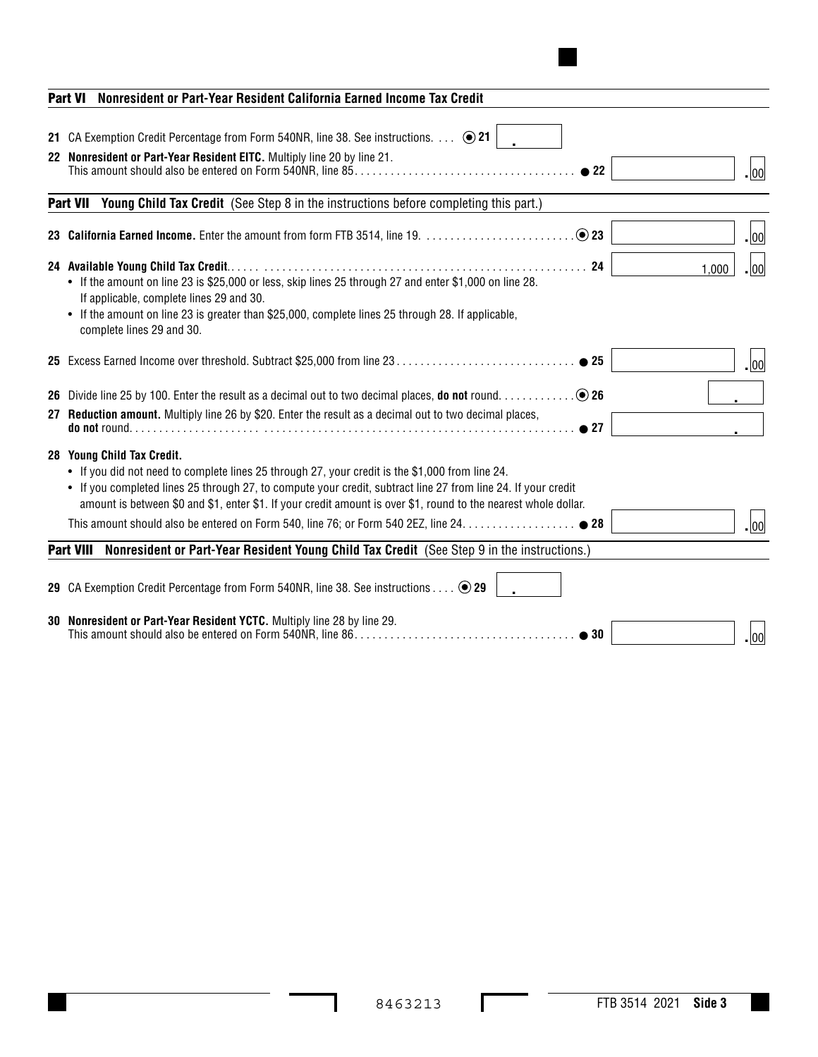## Part VI Nonresident or Part-Year Resident California Earned Income Tax Credit

**21** CA Exemption Credit Percentage from Form 540NR, line 38. See instructions. . . . ◉ 21 [ . ]

**22 Nonresident or Part-Year Resident EITC.** Multiply line 20 by line 21.
This amount should also be entered on Form 540NR, line 85. . . . . . . . . . . . . . . . . . . . . . . . . . . . . . . . . . . . ● 22 [ .00 ]

## Part VII Young Child Tax Credit (See Step 8 in the instructions before completing this part.)

**23 California Earned Income.** Enter the amount from form FTB 3514, line 19. . . . . . . . . . . . . . . . . . . . . . . . . ◉ 23 [ .00 ]

**24 Available Young Child Tax Credit.** . . . . . . . . . . . . . . . . . . . . . . . . . . . . . . . . . . . . . . . . . . . . . . . . . . . . . . . . . . . 24 [ 1,000 .00 ]

- If the amount on line 23 is $25,000 or less, skip lines 25 through 27 and enter $1,000 on line 28. If applicable, complete lines 29 and 30.
- If the amount on line 23 is greater than $25,000, complete lines 25 through 28. If applicable, complete lines 29 and 30.

**25** Excess Earned Income over threshold. Subtract $25,000 from line 23. . . . . . . . . . . . . . . . . . . . . . . . . . . . . ● 25 [ .00 ]

**26** Divide line 25 by 100. Enter the result as a decimal out to two decimal places, **do not** round. . . . . . . . . . . . ◉ 26 [ . ]

**27 Reduction amount.** Multiply line 26 by $20. Enter the result as a decimal out to two decimal places, **do not** round. . . . . . . . . . . . . . . . . . . . . . . . . . . . . . . . . . . . . . . . . . . . . . . . . . . . . . . . . . . . . . . . . . . . . . . ● 27 [ . ]

**28 Young Child Tax Credit.**

- If you did not need to complete lines 25 through 27, your credit is the $1,000 from line 24.
- If you completed lines 25 through 27, to compute your credit, subtract line 27 from line 24. If your credit amount is between $0 and $1, enter $1. If your credit amount is over $1, round to the nearest whole dollar.

This amount should also be entered on Form 540, line 76; or Form 540 2EZ, line 24. . . . . . . . . . . . . . . . . . ● 28 [ .00 ]

## Part VIII Nonresident or Part-Year Resident Young Child Tax Credit (See Step 9 in the instructions.)

**29** CA Exemption Credit Percentage from Form 540NR, line 38. See instructions . . . . ◉ 29 [ . ]

**30 Nonresident or Part-Year Resident YCTC.** Multiply line 28 by line 29.
This amount should also be entered on Form 540NR, line 86. . . . . . . . . . . . . . . . . . . . . . . . . . . . . . . . . . . . ● 30 [ .00 ]

8463213

FTB 3514 2021 **Side 3**